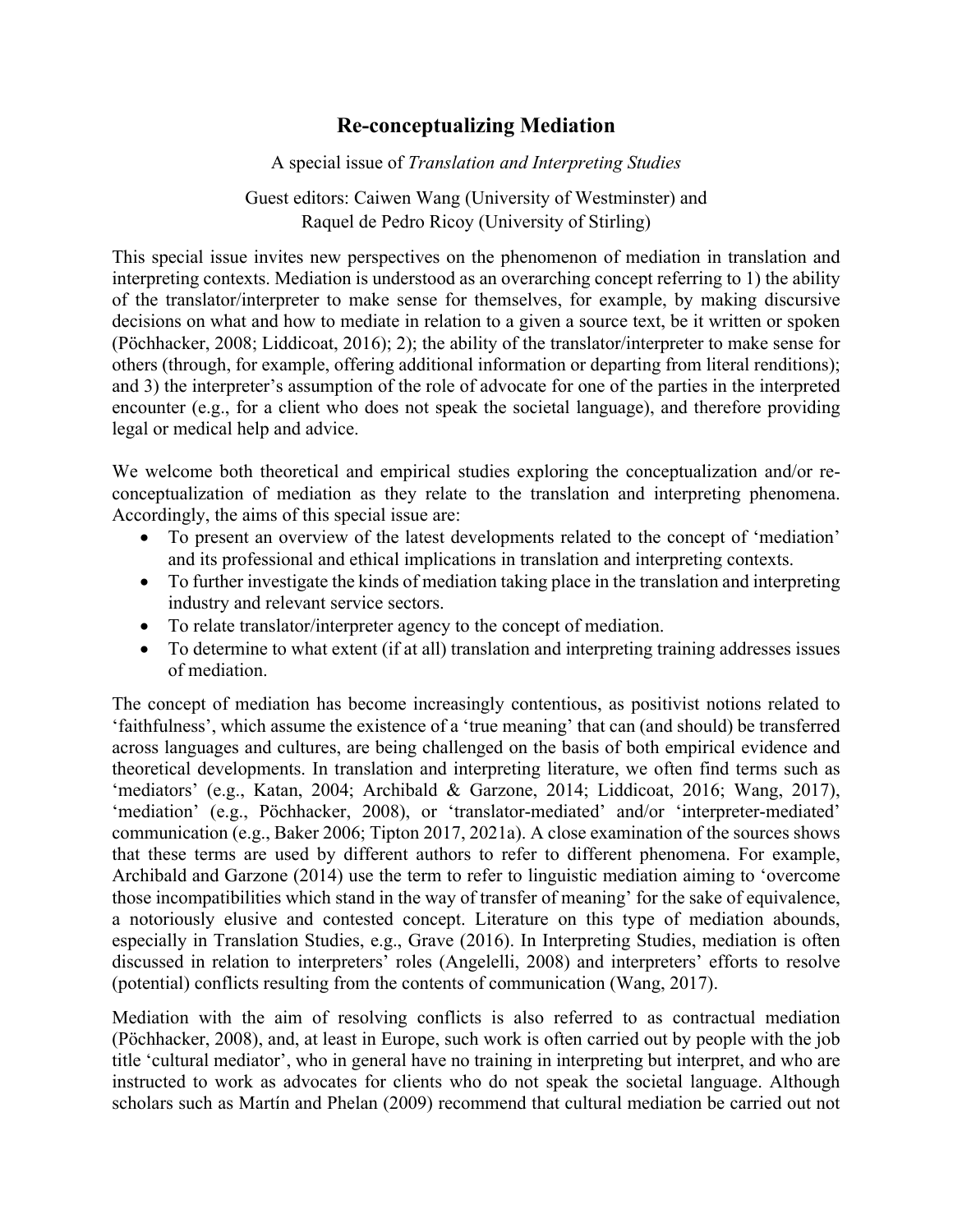# Re-conceptualizing Mediation

A special issue of *Translation and Interpreting Studies*

Guest editors: Caiwen Wang (University of Westminster) and  
Raquel de Pedro Ricoy (University of Stirling)

This special issue invites new perspectives on the phenomenon of mediation in translation and interpreting contexts. Mediation is understood as an overarching concept referring to 1) the ability of the translator/interpreter to make sense for themselves, for example, by making discursive decisions on what and how to mediate in relation to a given a source text, be it written or spoken (Pöchhacker, 2008; Liddicoat, 2016); 2); the ability of the translator/interpreter to make sense for others (through, for example, offering additional information or departing from literal renditions); and 3) the interpreter's assumption of the role of advocate for one of the parties in the interpreted encounter (e.g., for a client who does not speak the societal language), and therefore providing legal or medical help and advice.

We welcome both theoretical and empirical studies exploring the conceptualization and/or re-conceptualization of mediation as they relate to the translation and interpreting phenomena. Accordingly, the aims of this special issue are:

- To present an overview of the latest developments related to the concept of 'mediation' and its professional and ethical implications in translation and interpreting contexts.
- To further investigate the kinds of mediation taking place in the translation and interpreting industry and relevant service sectors.
- To relate translator/interpreter agency to the concept of mediation.
- To determine to what extent (if at all) translation and interpreting training addresses issues of mediation.

The concept of mediation has become increasingly contentious, as positivist notions related to 'faithfulness', which assume the existence of a 'true meaning' that can (and should) be transferred across languages and cultures, are being challenged on the basis of both empirical evidence and theoretical developments. In translation and interpreting literature, we often find terms such as 'mediators' (e.g., Katan, 2004; Archibald & Garzone, 2014; Liddicoat, 2016; Wang, 2017), 'mediation' (e.g., Pöchhacker, 2008), or 'translator-mediated' and/or 'interpreter-mediated' communication (e.g., Baker 2006; Tipton 2017, 2021a). A close examination of the sources shows that these terms are used by different authors to refer to different phenomena. For example, Archibald and Garzone (2014) use the term to refer to linguistic mediation aiming to 'overcome those incompatibilities which stand in the way of transfer of meaning' for the sake of equivalence, a notoriously elusive and contested concept. Literature on this type of mediation abounds, especially in Translation Studies, e.g., Grave (2016). In Interpreting Studies, mediation is often discussed in relation to interpreters' roles (Angelelli, 2008) and interpreters' efforts to resolve (potential) conflicts resulting from the contents of communication (Wang, 2017).

Mediation with the aim of resolving conflicts is also referred to as contractual mediation (Pöchhacker, 2008), and, at least in Europe, such work is often carried out by people with the job title 'cultural mediator', who in general have no training in interpreting but interpret, and who are instructed to work as advocates for clients who do not speak the societal language. Although scholars such as Martín and Phelan (2009) recommend that cultural mediation be carried out not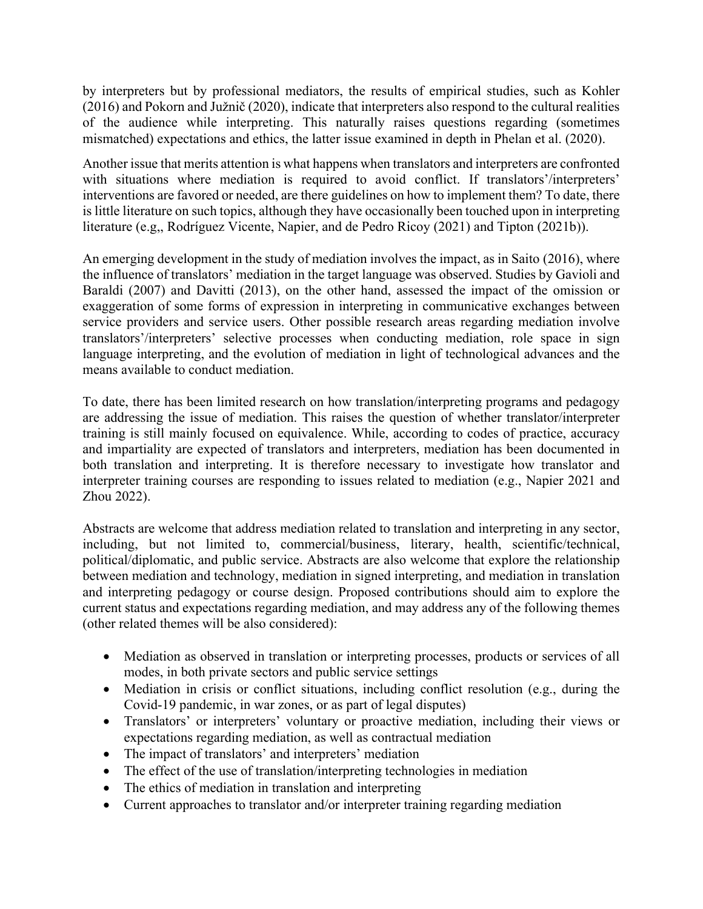by interpreters but by professional mediators, the results of empirical studies, such as Kohler (2016) and Pokorn and Južnič (2020), indicate that interpreters also respond to the cultural realities of the audience while interpreting. This naturally raises questions regarding (sometimes mismatched) expectations and ethics, the latter issue examined in depth in Phelan et al. (2020).

Another issue that merits attention is what happens when translators and interpreters are confronted with situations where mediation is required to avoid conflict. If translators'/interpreters' interventions are favored or needed, are there guidelines on how to implement them? To date, there is little literature on such topics, although they have occasionally been touched upon in interpreting literature (e.g,, Rodríguez Vicente, Napier, and de Pedro Ricoy (2021) and Tipton (2021b)).

An emerging development in the study of mediation involves the impact, as in Saito (2016), where the influence of translators' mediation in the target language was observed. Studies by Gavioli and Baraldi (2007) and Davitti (2013), on the other hand, assessed the impact of the omission or exaggeration of some forms of expression in interpreting in communicative exchanges between service providers and service users. Other possible research areas regarding mediation involve translators'/interpreters' selective processes when conducting mediation, role space in sign language interpreting, and the evolution of mediation in light of technological advances and the means available to conduct mediation.

To date, there has been limited research on how translation/interpreting programs and pedagogy are addressing the issue of mediation. This raises the question of whether translator/interpreter training is still mainly focused on equivalence. While, according to codes of practice, accuracy and impartiality are expected of translators and interpreters, mediation has been documented in both translation and interpreting. It is therefore necessary to investigate how translator and interpreter training courses are responding to issues related to mediation (e.g., Napier 2021 and Zhou 2022).

Abstracts are welcome that address mediation related to translation and interpreting in any sector, including, but not limited to, commercial/business, literary, health, scientific/technical, political/diplomatic, and public service. Abstracts are also welcome that explore the relationship between mediation and technology, mediation in signed interpreting, and mediation in translation and interpreting pedagogy or course design. Proposed contributions should aim to explore the current status and expectations regarding mediation, and may address any of the following themes (other related themes will be also considered):

- Mediation as observed in translation or interpreting processes, products or services of all modes, in both private sectors and public service settings
- Mediation in crisis or conflict situations, including conflict resolution (e.g., during the Covid-19 pandemic, in war zones, or as part of legal disputes)
- Translators' or interpreters' voluntary or proactive mediation, including their views or expectations regarding mediation, as well as contractual mediation
- The impact of translators' and interpreters' mediation
- The effect of the use of translation/interpreting technologies in mediation
- The ethics of mediation in translation and interpreting
- Current approaches to translator and/or interpreter training regarding mediation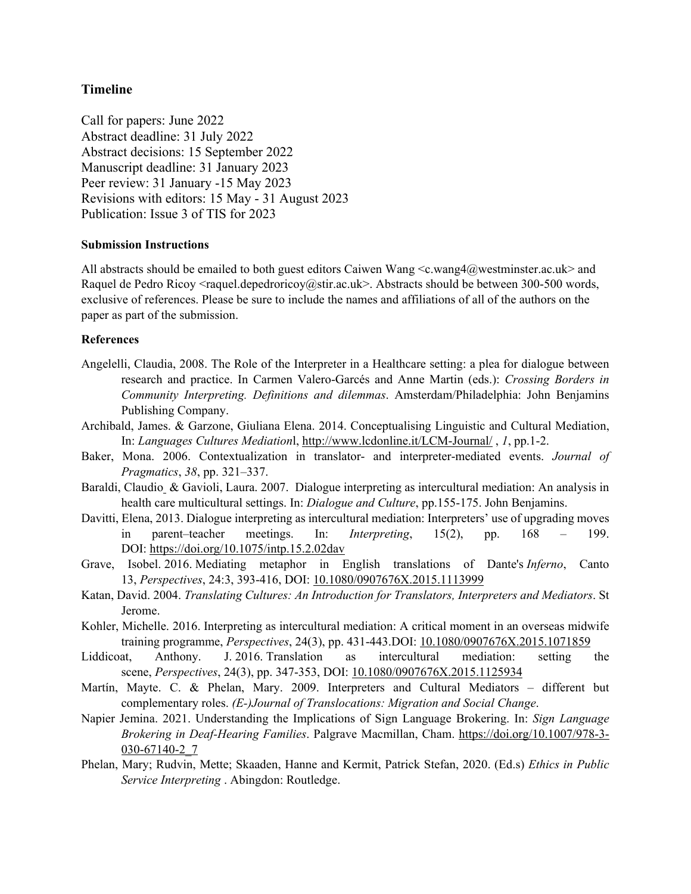### Timeline

Call for papers: June 2022
Abstract deadline: 31 July 2022
Abstract decisions: 15 September 2022
Manuscript deadline: 31 January 2023
Peer review: 31 January -15 May 2023
Revisions with editors: 15 May - 31 August 2023
Publication: Issue 3 of TIS for 2023

#### Submission Instructions

All abstracts should be emailed to both guest editors Caiwen Wang <c.wang4@westminster.ac.uk> and Raquel de Pedro Ricoy <raquel.depedroricoy@stir.ac.uk>. Abstracts should be between 300-500 words, exclusive of references. Please be sure to include the names and affiliations of all of the authors on the paper as part of the submission.

#### References

Angelelli, Claudia, 2008. The Role of the Interpreter in a Healthcare setting: a plea for dialogue between research and practice. In Carmen Valero-Garcés and Anne Martin (eds.): *Crossing Borders in Community Interpreting. Definitions and dilemmas*. Amsterdam/Philadelphia: John Benjamins Publishing Company.

Archibald, James. & Garzone, Giuliana Elena. 2014. Conceptualising Linguistic and Cultural Mediation, In: *Languages Cultures Mediation*l, http://www.lcdonline.it/LCM-Journal/ , *1*, pp.1-2.

Baker, Mona. 2006. Contextualization in translator- and interpreter-mediated events. *Journal of Pragmatics*, *38*, pp. 321–337.

Baraldi, Claudio & Gavioli, Laura. 2007. Dialogue interpreting as intercultural mediation: An analysis in health care multicultural settings. In: *Dialogue and Culture*, pp.155-175. John Benjamins.

Davitti, Elena, 2013. Dialogue interpreting as intercultural mediation: Interpreters' use of upgrading moves in parent–teacher meetings. In: *Interpreting*, 15(2), pp. 168 – 199. DOI: https://doi.org/10.1075/intp.15.2.02dav

Grave, Isobel. 2016. Mediating metaphor in English translations of Dante's *Inferno*, Canto 13, *Perspectives*, 24:3, 393-416, DOI: 10.1080/0907676X.2015.1113999

Katan, David. 2004. *Translating Cultures: An Introduction for Translators, Interpreters and Mediators*. St Jerome.

Kohler, Michelle. 2016. Interpreting as intercultural mediation: A critical moment in an overseas midwife training programme, *Perspectives*, 24(3), pp. 431-443.DOI: 10.1080/0907676X.2015.1071859

Liddicoat, Anthony. J. 2016. Translation as intercultural mediation: setting the scene, *Perspectives*, 24(3), pp. 347-353, DOI: 10.1080/0907676X.2015.1125934

Martín, Mayte. C. & Phelan, Mary. 2009. Interpreters and Cultural Mediators – different but complementary roles. *(E-)Journal of Translocations: Migration and Social Change*.

Napier Jemina. 2021. Understanding the Implications of Sign Language Brokering. In: *Sign Language Brokering in Deaf-Hearing Families*. Palgrave Macmillan, Cham. https://doi.org/10.1007/978-3-030-67140-2_7

Phelan, Mary; Rudvin, Mette; Skaaden, Hanne and Kermit, Patrick Stefan, 2020. (Ed.s) *Ethics in Public Service Interpreting* . Abingdon: Routledge.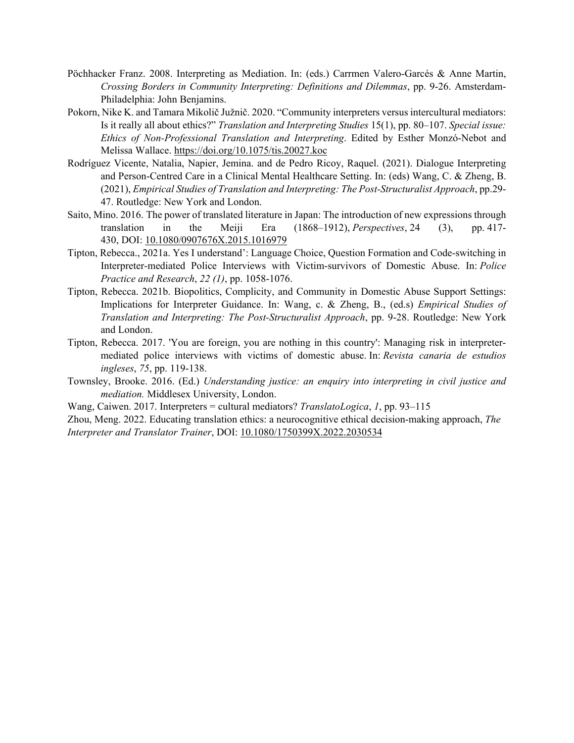Pöchhacker Franz. 2008. Interpreting as Mediation. In: (eds.) Carrmen Valero-Garcés & Anne Martin, *Crossing Borders in Community Interpreting: Definitions and Dilemmas*, pp. 9-26. Amsterdam-Philadelphia: John Benjamins.

Pokorn, Nike K. and Tamara Mikolič Južnič. 2020. "Community interpreters versus intercultural mediators: Is it really all about ethics?" *Translation and Interpreting Studies* 15(1), pp. 80–107. *Special issue: Ethics of Non-Professional Translation and Interpreting*. Edited by Esther Monzó-Nebot and Melissa Wallace. https://doi.org/10.1075/tis.20027.koc

Rodríguez Vicente, Natalia, Napier, Jemina. and de Pedro Ricoy, Raquel. (2021). Dialogue Interpreting and Person-Centred Care in a Clinical Mental Healthcare Setting. In: (eds) Wang, C. & Zheng, B. (2021), *Empirical Studies of Translation and Interpreting: The Post-Structuralist Approach*, pp.29-47. Routledge: New York and London.

Saito, Mino. 2016. The power of translated literature in Japan: The introduction of new expressions through translation in the Meiji Era (1868–1912), *Perspectives*, 24 (3), pp. 417-430, DOI: 10.1080/0907676X.2015.1016979

Tipton, Rebecca., 2021a. Yes I understand': Language Choice, Question Formation and Code-switching in Interpreter-mediated Police Interviews with Victim-survivors of Domestic Abuse. In: *Police Practice and Research*, *22 (1)*, pp. 1058-1076.

Tipton, Rebecca. 2021b. Biopolitics, Complicity, and Community in Domestic Abuse Support Settings: Implications for Interpreter Guidance. In: Wang, c. & Zheng, B., (ed.s) *Empirical Studies of Translation and Interpreting: The Post-Structuralist Approach*, pp. 9-28. Routledge: New York and London.

Tipton, Rebecca. 2017. 'You are foreign, you are nothing in this country': Managing risk in interpreter-mediated police interviews with victims of domestic abuse. In: *Revista canaria de estudios ingleses*, *75*, pp. 119-138.

Townsley, Brooke. 2016. (Ed.) *Understanding justice: an enquiry into interpreting in civil justice and mediation.* Middlesex University, London.

Wang, Caiwen. 2017. Interpreters = cultural mediators? *TranslatoLogica*, *1*, pp. 93–115

Zhou, Meng. 2022. Educating translation ethics: a neurocognitive ethical decision-making approach, *The Interpreter and Translator Trainer*, DOI: 10.1080/1750399X.2022.2030534